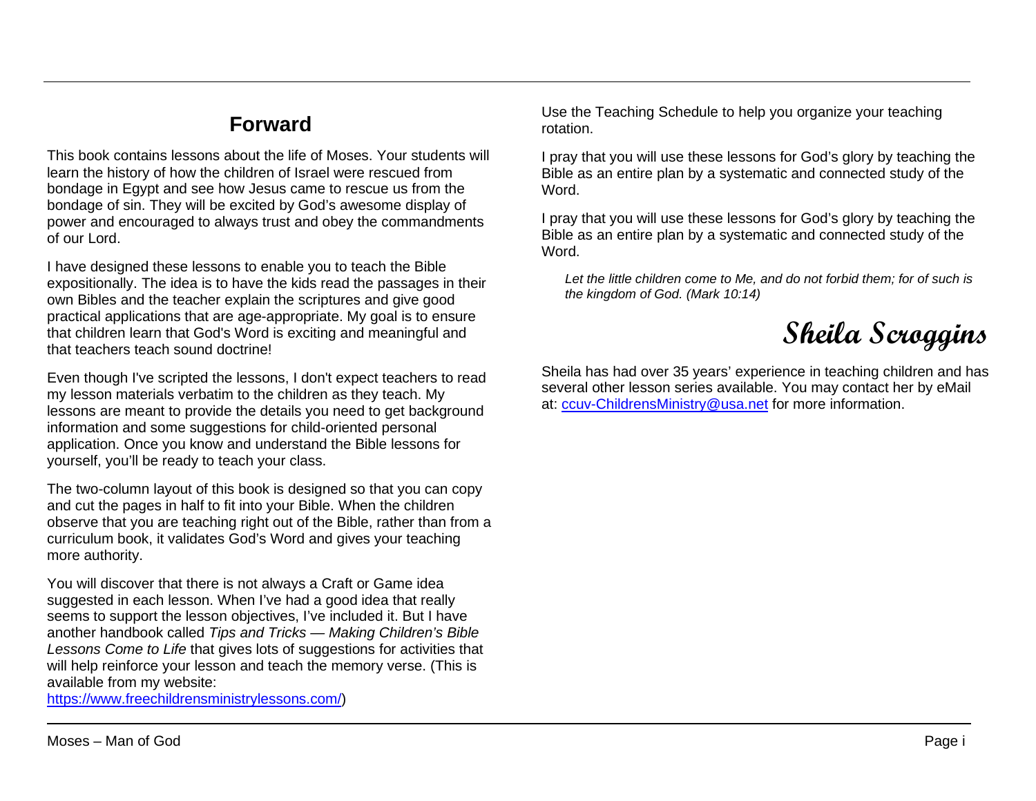## Forward

This book contains lessons about the life of Moses. Your students will learn the history of how the children of Israel were rescued from bondage in Egypt and see how Jesus came to rescue us from the bondage of sin. They will be excited by God's awesome display of power and encouraged to always trust and obey the commandments of our Lord.

I have designed these lessons to enable you to teach the Bible expositionally. The idea is to have the kids read the passages in their own Bibles and the teacher explain the scriptures and give good practical applications that are age-appropriate. My goal is to ensure that children learn that God's Word is exciting and meaningful and that teachers teach sound doctrine!

Even though I've scripted the lessons, I don't expect teachers to read my lesson materials verbatim to the children as they teach. My lessons are meant to provide the details you need to get background information and some suggestions for child-oriented personal application. Once you know and understand the Bible lessons for yourself, you'll be ready to teach your class.

The two-column layout of this book is designed so that you can copy and cut the pages in half to fit into your Bible. When the children observe that you are teaching right out of the Bible, rather than from a curriculum book, it validates God's Word and gives your teaching more authority.

You will discover that there is not always a Craft or Game idea suggested in each lesson. When I've had a good idea that really seems to support the lesson objectives, I've included it. But I have another handbook called *Tips and Tricks — Making Children's Bible Lessons Come to Life* that gives lots of suggestions for activities that will help reinforce your lesson and teach the memory verse. (This is available from my website: https://www.freechildrensministrylessons.com/)

Use the Teaching Schedule to help you organize your teaching rotation.

I pray that you will use these lessons for God's glory by teaching the Bible as an entire plan by a systematic and connected study of the Word.

I pray that you will use these lessons for God's glory by teaching the Bible as an entire plan by a systematic and connected study of the Word.

> *Let the little children come to Me, and do not forbid them; for of such is the kingdom of God. (Mark 10:14)*

**Sheila Scroggins**

Sheila has had over 35 years' experience in teaching children and has several other lesson series available. You may contact her by eMail at: ccuv-ChildrensMinistry@usa.net for more information.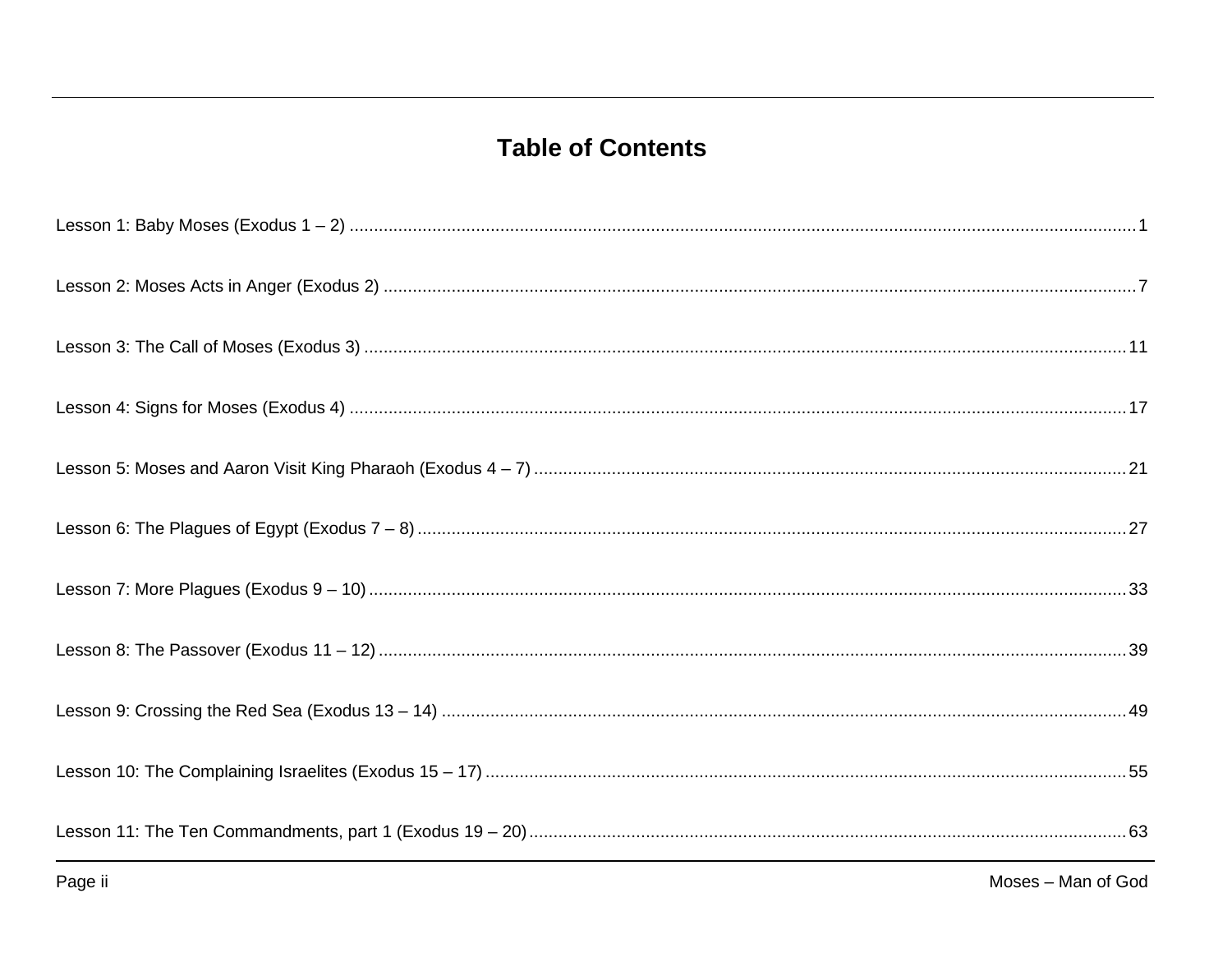# Table of Contents

Lesson 1: Baby Moses (Exodus 1 – 2) ....................................................................................................................................................1

Lesson 2: Moses Acts in Anger (Exodus 2) ...........................................................................................................................................7

Lesson 3: The Call of Moses (Exodus 3) ..............................................................................................................................................11

Lesson 4: Signs for Moses (Exodus 4) .................................................................................................................................................17

Lesson 5: Moses and Aaron Visit King Pharaoh (Exodus 4 – 7) ..........................................................................................................21

Lesson 6: The Plagues of Egypt (Exodus 7 – 8) ...................................................................................................................................27

Lesson 7: More Plagues (Exodus 9 – 10) .............................................................................................................................................33

Lesson 8: The Passover (Exodus 11 – 12) ...........................................................................................................................................39

Lesson 9: Crossing the Red Sea (Exodus 13 – 14) ..............................................................................................................................49

Lesson 10: The Complaining Israelites (Exodus 15 – 17) ....................................................................................................................55

Lesson 11: The Ten Commandments, part 1 (Exodus 19 – 20) ...........................................................................................................63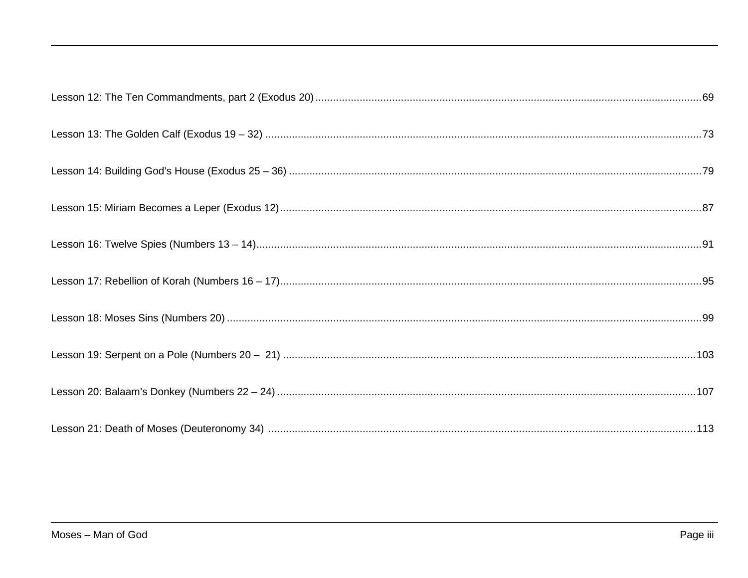Lesson 12: The Ten Commandments, part 2 (Exodus 20) ........................................................ 69

Lesson 13: The Golden Calf (Exodus 19 – 32) ........................................................ 73

Lesson 14: Building God's House (Exodus 25 – 36) ........................................................ 79

Lesson 15: Miriam Becomes a Leper (Exodus 12) ........................................................ 87

Lesson 16: Twelve Spies (Numbers 13 – 14) ........................................................ 91

Lesson 17: Rebellion of Korah (Numbers 16 – 17) ........................................................ 95

Lesson 18: Moses Sins (Numbers 20) ........................................................ 99

Lesson 19: Serpent on a Pole (Numbers 20 – 21) ........................................................ 103

Lesson 20: Balaam's Donkey (Numbers 22 – 24) ........................................................ 107

Lesson 21: Death of Moses (Deuteronomy 34) ........................................................ 113